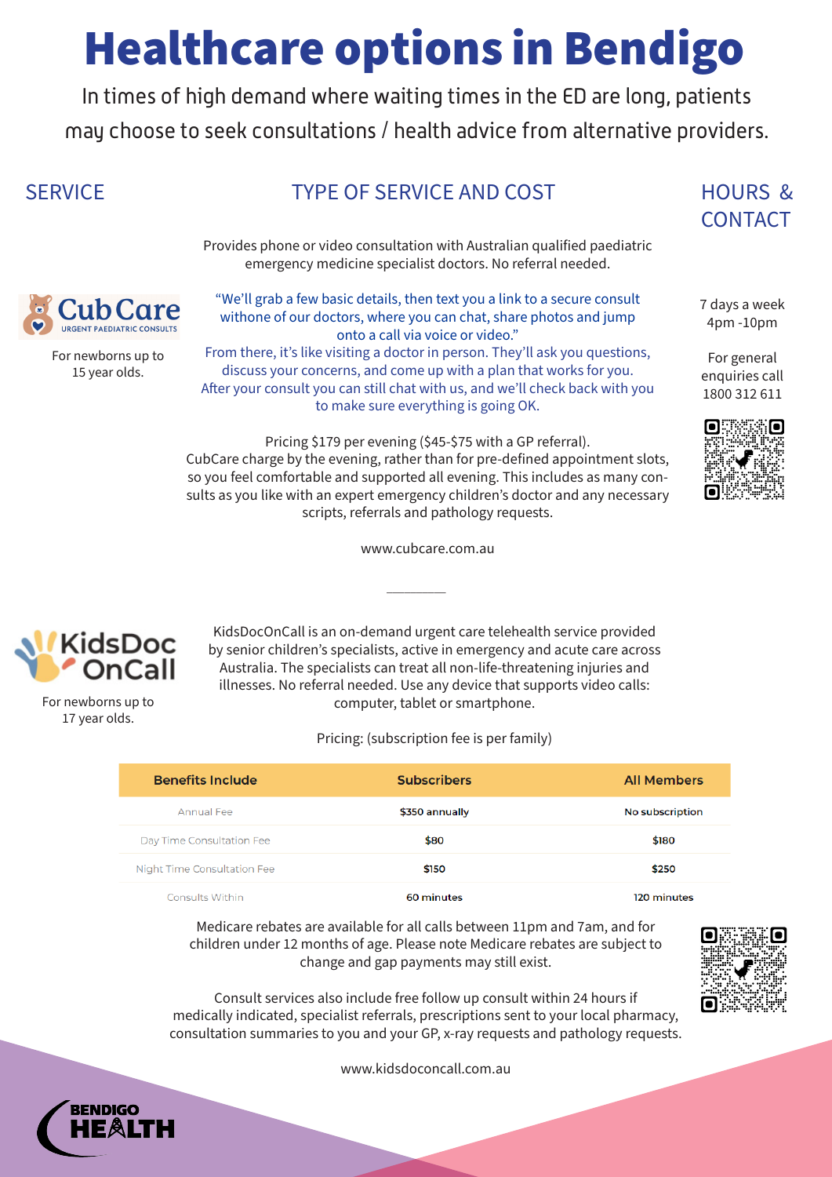# Healthcare options in Bendigo

In times of high demand where waiting times in the ED are long, patients may choose to seek consultations / health advice from alternative providers.

| SERVICE | TYPE OF SERVICE AND COST | HOURS & CONTACT |
|---|---|---|

## CubCare – Urgent Paediatric Consults

For newborns up to 15 year olds.

Provides phone or video consultation with Australian qualified paediatric emergency medicine specialist doctors. No referral needed.

"We'll grab a few basic details, then text you a link to a secure consult withone of our doctors, where you can chat, share photos and jump onto a call via voice or video."
From there, it's like visiting a doctor in person. They'll ask you questions, discuss your concerns, and come up with a plan that works for you.
After your consult you can still chat with us, and we'll check back with you to make sure everything is going OK.

Pricing $179 per evening ($45-$75 with a GP referral).
CubCare charge by the evening, rather than for pre-defined appointment slots, so you feel comfortable and supported all evening. This includes as many consults as you like with an expert emergency children's doctor and any necessary scripts, referrals and pathology requests.

www.cubcare.com.au

7 days a week
4pm -10pm

For general enquiries call 1800 312 611

---

## KidsDoc OnCall

For newborns up to 17 year olds.

KidsDocOnCall is an on-demand urgent care telehealth service provided by senior children's specialists, active in emergency and acute care across Australia. The specialists can treat all non-life-threatening injuries and illnesses. No referral needed. Use any device that supports video calls: computer, tablet or smartphone.

Pricing: (subscription fee is per family)

| Benefits Include | Subscribers | All Members |
|---|---|---|
| Annual Fee | $350 annually | No subscription |
| Day Time Consultation Fee | $80 | $180 |
| Night Time Consultation Fee | $150 | $250 |
| Consults Within | 60 minutes | 120 minutes |

Medicare rebates are available for all calls between 11pm and 7am, and for children under 12 months of age. Please note Medicare rebates are subject to change and gap payments may still exist.

Consult services also include free follow up consult within 24 hours if medically indicated, specialist referrals, prescriptions sent to your local pharmacy, consultation summaries to you and your GP, x-ray requests and pathology requests.

www.kidsdoconcall.com.au

BENDIGO HEALTH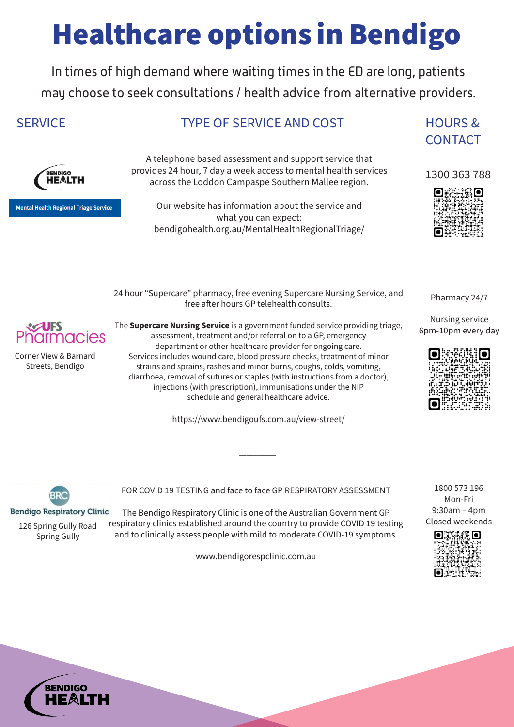# Healthcare options in Bendigo

In times of high demand where waiting times in the ED are long, patients may choose to seek consultations / health advice from alternative providers.

| SERVICE | TYPE OF SERVICE AND COST | HOURS & CONTACT |
|---|---|---|
| BENDIGO HEALTH – Mental Health Regional Triage Service | A telephone based assessment and support service that provides 24 hour, 7 day a week access to mental health services across the Loddon Campaspe Southern Mallee region. Our website has information about the service and what you can expect: bendigohealth.org.au/MentalHealthRegionalTriage/ | 1300 363 788 |
| UFS Pharmacies – Corner View & Barnard Streets, Bendigo | 24 hour "Supercare" pharmacy, free evening Supercare Nursing Service, and free after hours GP telehealth consults. The **Supercare Nursing Service** is a government funded service providing triage, assessment, treatment and/or referral on to a GP, emergency department or other healthcare provider for ongoing care. Services includes wound care, blood pressure checks, treatment of minor strains and sprains, rashes and minor burns, coughs, colds, vomiting, diarrhoea, removal of sutures or staples (with instructions from a doctor), injections (with prescription), immunisations under the NIP schedule and general healthcare advice. https://www.bendigoufs.com.au/view-street/ | Pharmacy 24/7; Nursing service 6pm-10pm every day |
| BRC Bendigo Respiratory Clinic – 126 Spring Gully Road Spring Gully | FOR COVID 19 TESTING and face to face GP RESPIRATORY ASSESSMENT. The Bendigo Respiratory Clinic is one of the Australian Government GP respiratory clinics established around the country to provide COVID 19 testing and to clinically assess people with mild to moderate COVID-19 symptoms. www.bendigorespclinic.com.au | 1800 573 196; Mon-Fri 9:30am – 4pm; Closed weekends |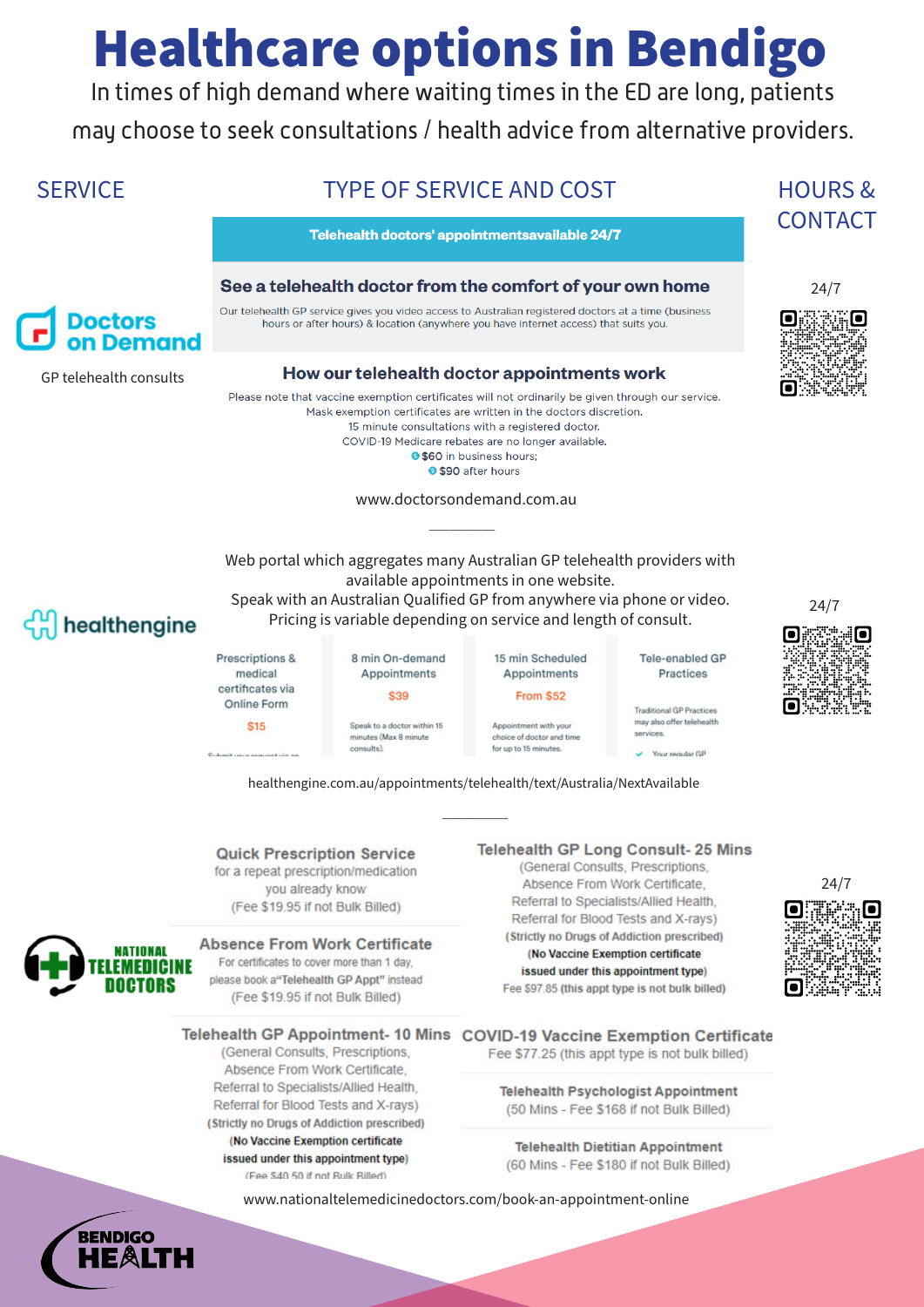# Healthcare options in Bendigo

In times of high demand where waiting times in the ED are long, patients may choose to seek consultations / health advice from alternative providers.

| SERVICE | TYPE OF SERVICE AND COST | HOURS & CONTACT |
|---|---|---|

## Doctors on Demand

GP telehealth consults

**Telehealth doctors' appointmentsavailable 24/7**

### See a telehealth doctor from the comfort of your own home

Our telehealth GP service gives you video access to Australian registered doctors at a time (business hours or after hours) & location (anywhere you have internet access) that suits you.

### How our telehealth doctor appointments work

Please note that vaccine exemption certificates will not ordinarily be given through our service.
Mask exemption certificates are written in the doctors discretion.
15 minute consultations with a registered doctor.
COVID-19 Medicare rebates are no longer available.

- **$60** in business hours;
- **$90** after hours

www.doctorsondemand.com.au

24/7

---

## healthengine

Web portal which aggregates many Australian GP telehealth providers with available appointments in one website.
Speak with an Australian Qualified GP from anywhere via phone or video.
Pricing is variable depending on service and length of consult.

| Prescriptions & medical certificates via Online Form | 8 min On-demand Appointments | 15 min Scheduled Appointments | Tele-enabled GP Practices |
|---|---|---|---|
| $15 | $39 | From $52 | |
| | Speak to a doctor within 15 minutes (Max 8 minute consults). | Appointment with your choice of doctor and time for up to 15 minutes. | Traditional GP Practices may also offer telehealth services. ✓ Your regular GP |

healthengine.com.au/appointments/telehealth/text/Australia/NextAvailable

24/7

---

## National Telemedicine Doctors

**Quick Prescription Service**
for a repeat prescription/medication you already know
(Fee $19.95 if not Bulk Billed)

**Absence From Work Certificate**
For certificates to cover more than 1 day, please book a "Telehealth GP Appt" instead
(Fee $19.95 if not Bulk Billed)

**Telehealth GP Appointment- 10 Mins**
(General Consults, Prescriptions, Absence From Work Certificate, Referral to Specialists/Allied Health, Referral for Blood Tests and X-rays)
**(Strictly no Drugs of Addiction prescribed)**
**(No Vaccine Exemption certificate issued under this appointment type)**
(Fee $40.50 if not Bulk Billed)

**Telehealth GP Long Consult- 25 Mins**
(General Consults, Prescriptions, Absence From Work Certificate, Referral to Specialists/Allied Health, Referral for Blood Tests and X-rays)
**(Strictly no Drugs of Addiction prescribed)**
**(No Vaccine Exemption certificate issued under this appointment type)**
Fee $97.85 **(this appt type is not bulk billed)**

**COVID-19 Vaccine Exemption Certificate**
Fee $77.25 (this appt type is not bulk billed)

**Telehealth Psychologist Appointment**
(50 Mins - Fee $168 if not Bulk Billed)

**Telehealth Dietitian Appointment**
(60 Mins - Fee $180 if not Bulk Billed)

www.nationaltelemedicinedoctors.com/book-an-appointment-online

24/7

BENDIGO HEALTH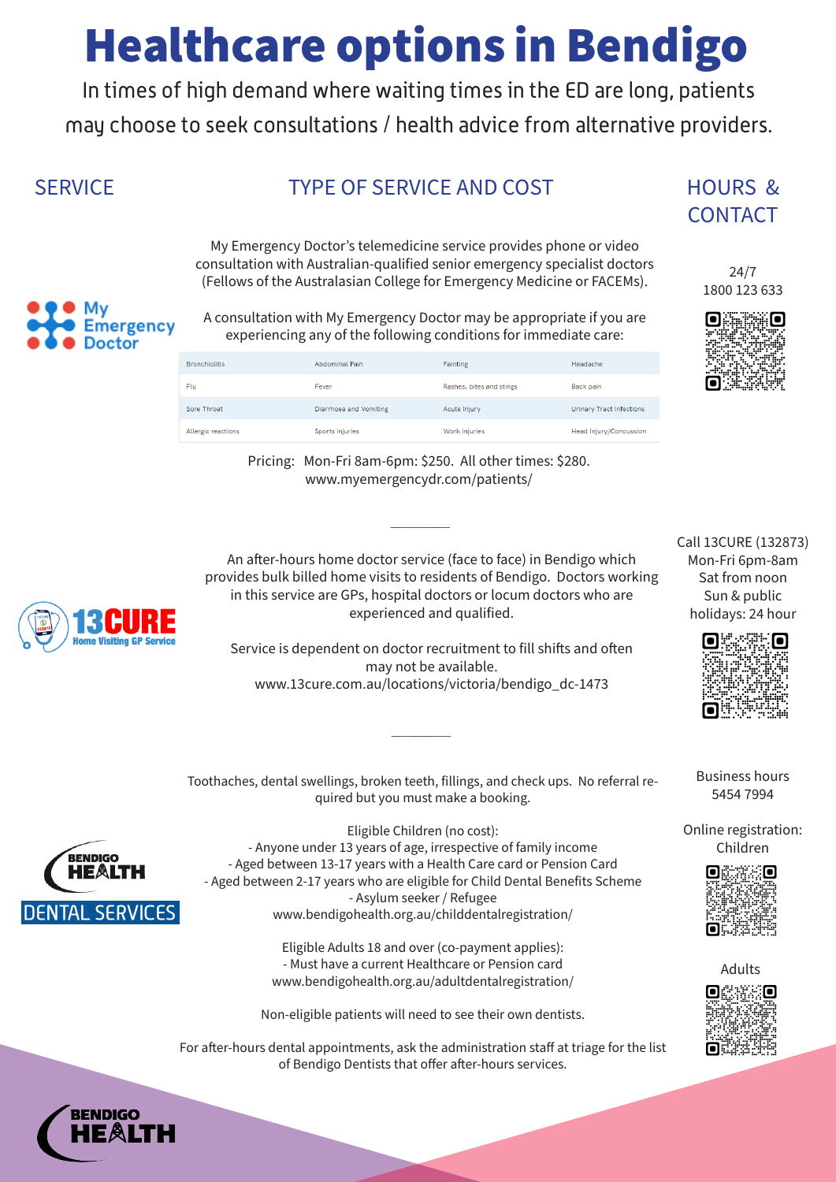# Healthcare options in Bendigo

In times of high demand where waiting times in the ED are long, patients may choose to seek consultations / health advice from alternative providers.

| SERVICE | TYPE OF SERVICE AND COST | HOURS & CONTACT |
|---|---|---|

## My Emergency Doctor

My Emergency Doctor's telemedicine service provides phone or video consultation with Australian-qualified senior emergency specialist doctors (Fellows of the Australasian College for Emergency Medicine or FACEMs).

A consultation with My Emergency Doctor may be appropriate if you are experiencing any of the following conditions for immediate care:

| | | | |
|---|---|---|---|
| Bronchiolitis | Abdominal Pain | Fainting | Headache |
| Flu | Fever | Rashes, bites and stings | Back pain |
| Sore Throat | Diarrhoea and Vomiting | Acute Injury | Urinary Tract Infections |
| Allergic reactions | Sports injuries | Work injuries | Head Injury/Concussion |

Pricing: Mon-Fri 8am-6pm: $250. All other times: $280.
www.myemergencydr.com/patients/

24/7
1800 123 633

## 13CURE Home Visiting GP Service

An after-hours home doctor service (face to face) in Bendigo which provides bulk billed home visits to residents of Bendigo. Doctors working in this service are GPs, hospital doctors or locum doctors who are experienced and qualified.

Service is dependent on doctor recruitment to fill shifts and often may not be available.
www.13cure.com.au/locations/victoria/bendigo_dc-1473

Call 13CURE (132873)
Mon-Fri 6pm-8am
Sat from noon
Sun & public holidays: 24 hour

## Bendigo Health Dental Services

Toothaches, dental swellings, broken teeth, fillings, and check ups. No referral required but you must make a booking.

Eligible Children (no cost):
- Anyone under 13 years of age, irrespective of family income
- Aged between 13-17 years with a Health Care card or Pension Card
- Aged between 2-17 years who are eligible for Child Dental Benefits Scheme
- Asylum seeker / Refugee

www.bendigohealth.org.au/childdentalregistration/

Eligible Adults 18 and over (co-payment applies):
- Must have a current Healthcare or Pension card

www.bendigohealth.org.au/adultdentalregistration/

Non-eligible patients will need to see their own dentists.

For after-hours dental appointments, ask the administration staff at triage for the list of Bendigo Dentists that offer after-hours services.

Business hours
5454 7994

Online registration:
Children

Adults

BENDIGO HEALTH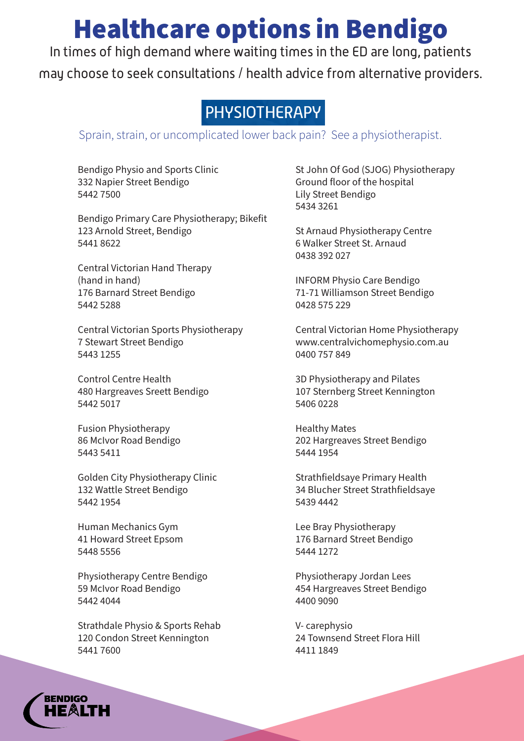# Healthcare options in Bendigo

In times of high demand where waiting times in the ED are long, patients may choose to seek consultations / health advice from alternative providers.

## PHYSIOTHERAPY

Sprain, strain, or uncomplicated lower back pain? See a physiotherapist.

Bendigo Physio and Sports Clinic
332 Napier Street Bendigo
5442 7500

Bendigo Primary Care Physiotherapy; Bikefit
123 Arnold Street, Bendigo
5441 8622

Central Victorian Hand Therapy
(hand in hand)
176 Barnard Street Bendigo
5442 5288

Central Victorian Sports Physiotherapy
7 Stewart Street Bendigo
5443 1255

Control Centre Health
480 Hargreaves Sreett Bendigo
5442 5017

Fusion Physiotherapy
86 McIvor Road Bendigo
5443 5411

Golden City Physiotherapy Clinic
132 Wattle Street Bendigo
5442 1954

Human Mechanics Gym
41 Howard Street Epsom
5448 5556

Physiotherapy Centre Bendigo
59 McIvor Road Bendigo
5442 4044

Strathdale Physio & Sports Rehab
120 Condon Street Kennington
5441 7600

St John Of God (SJOG) Physiotherapy
Ground floor of the hospital
Lily Street Bendigo
5434 3261

St Arnaud Physiotherapy Centre
6 Walker Street St. Arnaud
0438 392 027

INFORM Physio Care Bendigo
71-71 Williamson Street Bendigo
0428 575 229

Central Victorian Home Physiotherapy
www.centralvichomephysio.com.au
0400 757 849

3D Physiotherapy and Pilates
107 Sternberg Street Kennington
5406 0228

Healthy Mates
202 Hargreaves Street Bendigo
5444 1954

Strathfieldsaye Primary Health
34 Blucher Street Strathfieldsaye
5439 4442

Lee Bray Physiotherapy
176 Barnard Street Bendigo
5444 1272

Physiotherapy Jordan Lees
454 Hargreaves Street Bendigo
4400 9090

V- carephysio
24 Townsend Street Flora Hill
4411 1849

BENDIGO HEALTH